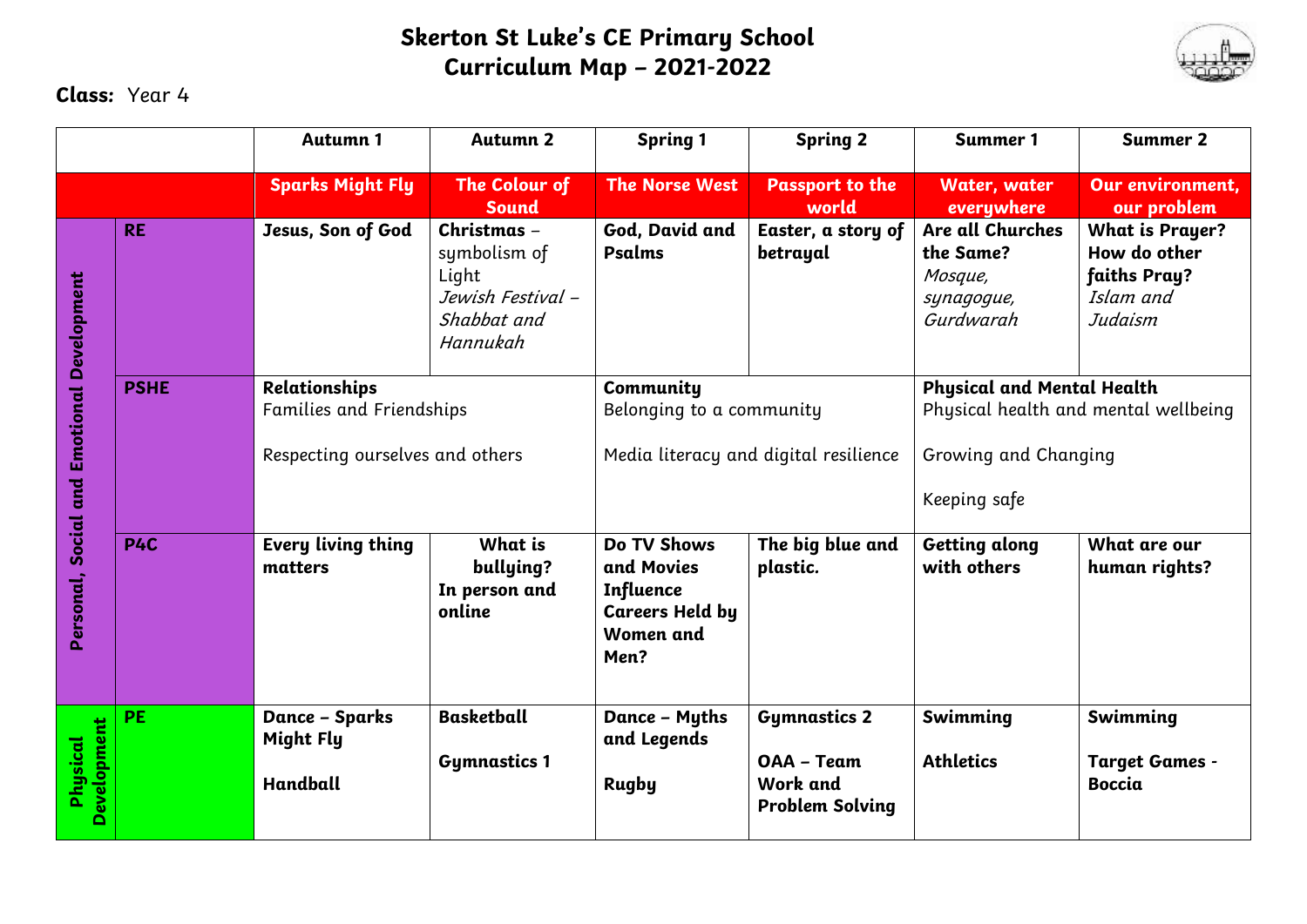# Skerton St Luke's CE Primary School
# Curriculum Map – 2021-2022

**Class:** Year 4

| | | Autumn 1 | Autumn 2 | Spring 1 | Spring 2 | Summer 1 | Summer 2 |
|---|---|---|---|---|---|---|---|
| | | **Sparks Might Fly** | **The Colour of Sound** | **The Norse West** | **Passport to the world** | **Water, water everywhere** | **Our environment, our problem** |
| **Personal, Social and Emotional Development** | **RE** | **Jesus, Son of God** | **Christmas** – symbolism of Light *Jewish Festival – Shabbat and Hannukah* | **God, David and Psalms** | **Easter, a story of betrayal** | **Are all Churches the Same?** *Mosque, synagogue, Gurdwarah* | **What is Prayer? How do other faiths Pray?** *Islam and Judaism* |
| | **PSHE** | **Relationships** Families and Friendships<br>Respecting ourselves and others | | **Community** Belonging to a community<br>Media literacy and digital resilience | | **Physical and Mental Health** Physical health and mental wellbeing<br>Growing and Changing<br>Keeping safe | |
| | **P4C** | **Every living thing matters** | **What is bullying? In person and online** | **Do TV Shows and Movies Influence Careers Held by Women and Men?** | **The big blue and plastic.** | **Getting along with others** | **What are our human rights?** |
| **Physical Development** | **PE** | **Dance – Sparks Might Fly**<br>**Handball** | **Basketball**<br>**Gymnastics 1** | **Dance – Myths and Legends**<br>**Rugby** | **Gymnastics 2**<br>**OAA – Team Work and Problem Solving** | **Swimming**<br>**Athletics** | **Swimming**<br>**Target Games - Boccia** |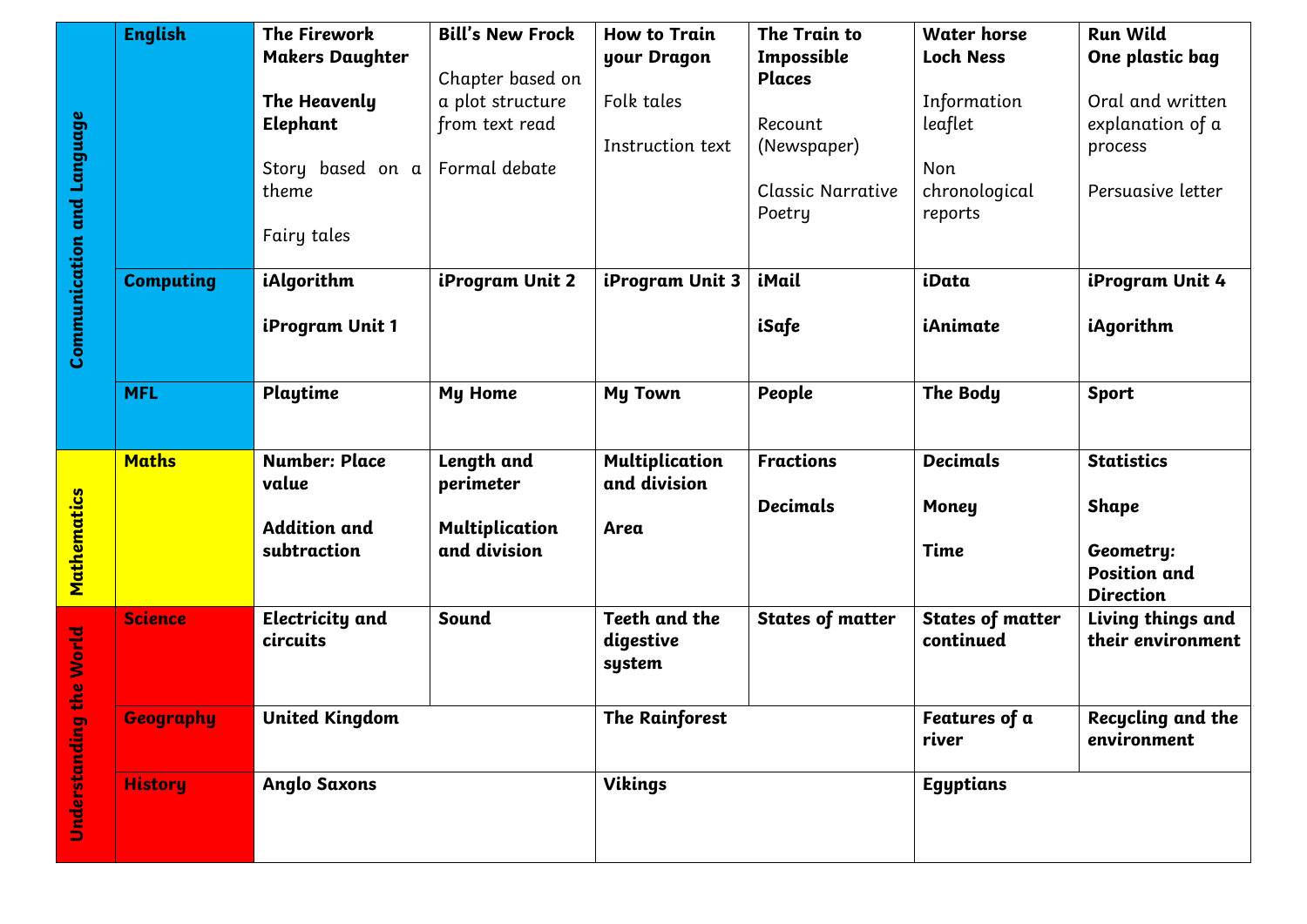| | | | | | | | |
|---|---|---|---|---|---|---|---|
| **Communication and Language** | **English** | **The Firework Makers Daughter**<br><br>**The Heavenly Elephant**<br><br>Story based on a theme<br><br>Fairy tales | **Bill's New Frock**<br><br>Chapter based on a plot structure from text read<br><br>Formal debate | **How to Train your Dragon**<br><br>Folk tales<br><br>Instruction text | **The Train to Impossible Places**<br><br>Recount (Newspaper)<br><br>Classic Narrative Poetry | **Water horse Loch Ness**<br><br>Information leaflet<br><br>Non chronological reports | **Run Wild One plastic bag**<br><br>Oral and written explanation of a process<br><br>Persuasive letter |
| | **Computing** | **iAlgorithm**<br><br>**iProgram Unit 1** | **iProgram Unit 2** | **iProgram Unit 3** | **iMail**<br><br>**iSafe** | **iData**<br><br>**iAnimate** | **iProgram Unit 4**<br><br>**iAgorithm** |
| | **MFL** | **Playtime** | **My Home** | **My Town** | **People** | **The Body** | **Sport** |
| **Mathematics** | **Maths** | **Number: Place value**<br><br>**Addition and subtraction** | **Length and perimeter**<br><br>**Multiplication and division** | **Multiplication and division**<br><br>**Area** | **Fractions**<br><br>**Decimals** | **Decimals**<br><br>**Money**<br><br>**Time** | **Statistics**<br><br>**Shape**<br><br>**Geometry: Position and Direction** |
| **Understanding the World** | **Science** | **Electricity and circuits** | **Sound** | **Teeth and the digestive system** | **States of matter** | **States of matter continued** | **Living things and their environment** |
| | **Geography** | **United Kingdom** | | **The Rainforest** | | **Features of a river** | **Recycling and the environment** |
| | **History** | **Anglo Saxons** | | **Vikings** | | **Egyptians** | |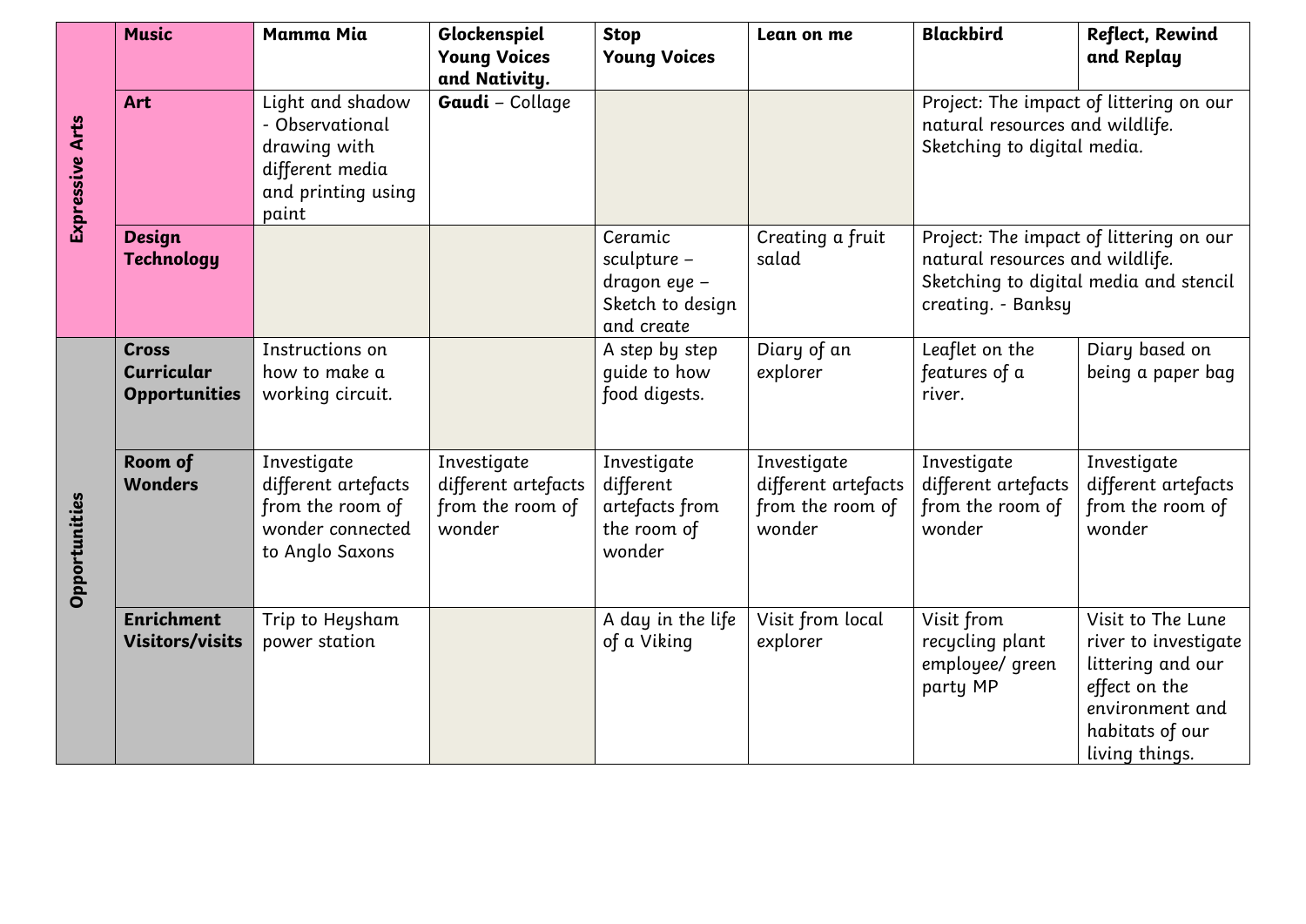| | | | | | | | |
|---|---|---|---|---|---|---|---|
| **Expressive Arts** | **Music** | **Mamma Mia** | **Glockenspiel Young Voices and Nativity.** | **Stop Young Voices** | **Lean on me** | **Blackbird** | **Reflect, Rewind and Replay** |
| | **Art** | Light and shadow - Observational drawing with different media and printing using paint | **Gaudi** – Collage | | | Project: The impact of littering on our natural resources and wildlife. Sketching to digital media. | |
| | **Design Technology** | | | Ceramic sculpture – dragon eye – Sketch to design and create | Creating a fruit salad | Project: The impact of littering on our natural resources and wildlife. Sketching to digital media and stencil creating. - Banksy | |
| **Opportunities** | **Cross Curricular Opportunities** | Instructions on how to make a working circuit. | | A step by step guide to how food digests. | Diary of an explorer | Leaflet on the features of a river. | Diary based on being a paper bag |
| | **Room of Wonders** | Investigate different artefacts from the room of wonder connected to Anglo Saxons | Investigate different artefacts from the room of wonder | Investigate different artefacts from the room of wonder | Investigate different artefacts from the room of wonder | Investigate different artefacts from the room of wonder | Investigate different artefacts from the room of wonder |
| | **Enrichment Visitors/visits** | Trip to Heysham power station | | A day in the life of a Viking | Visit from local explorer | Visit from recycling plant employee/ green party MP | Visit to The Lune river to investigate littering and our effect on the environment and habitats of our living things. |